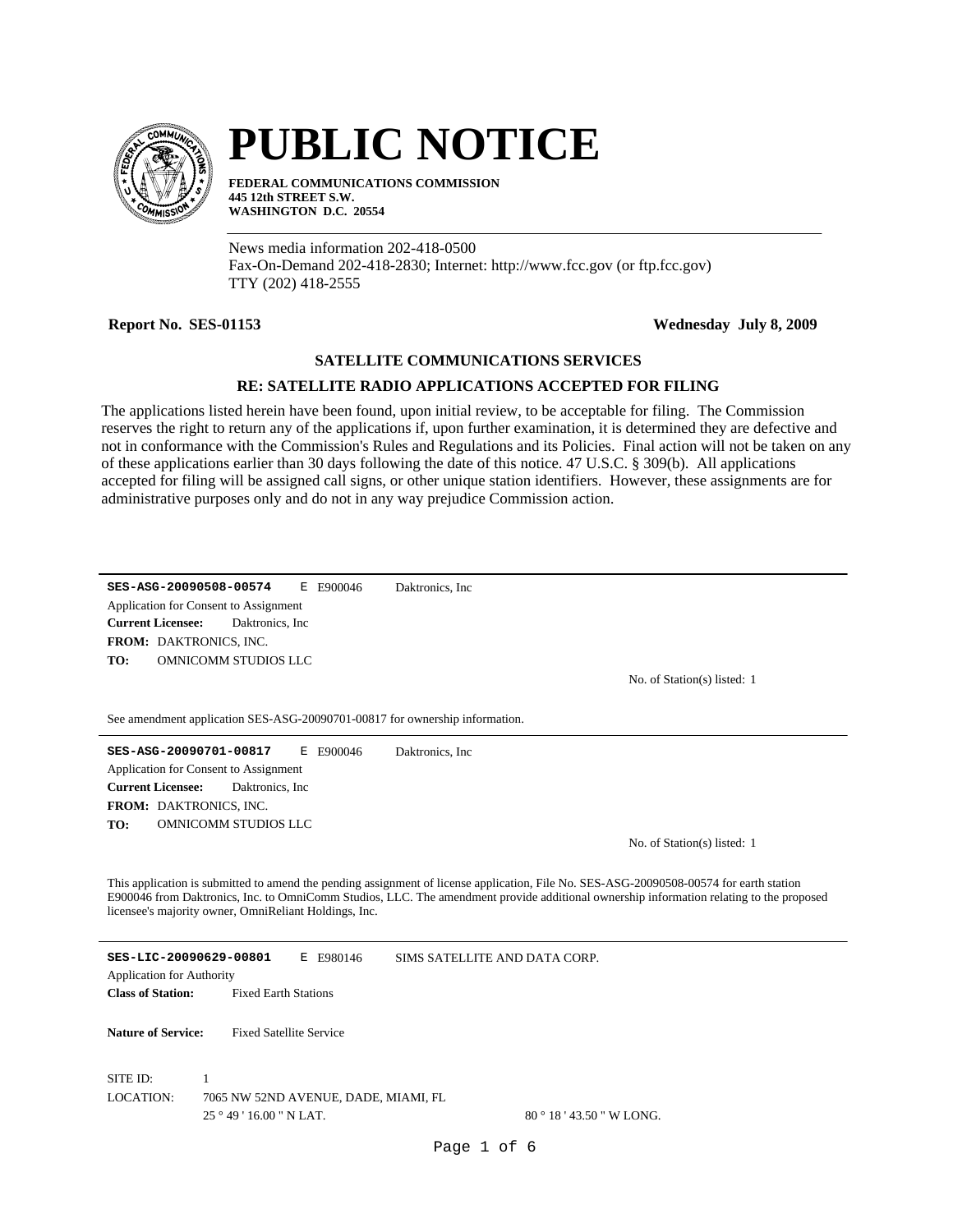# PUBLIC NOTICE

**FEDERAL COMMUNICATIONS COMMISSION**
**445 12th STREET S.W.**
**WASHINGTON D.C. 20554**

News media information 202-418-0500
Fax-On-Demand 202-418-2830; Internet: http://www.fcc.gov (or ftp.fcc.gov)
TTY (202) 418-2555

**Report No. SES-01153** **Wednesday July 8, 2009**

### SATELLITE COMMUNICATIONS SERVICES

### RE: SATELLITE RADIO APPLICATIONS ACCEPTED FOR FILING

The applications listed herein have been found, upon initial review, to be acceptable for filing. The Commission reserves the right to return any of the applications if, upon further examination, it is determined they are defective and not in conformance with the Commission's Rules and Regulations and its Policies. Final action will not be taken on any of these applications earlier than 30 days following the date of this notice. 47 U.S.C. § 309(b). All applications accepted for filing will be assigned call signs, or other unique station identifiers. However, these assignments are for administrative purposes only and do not in any way prejudice Commission action.

---

**SES-ASG-20090508-00574** E E900046 Daktronics, Inc

Application for Consent to Assignment

**Current Licensee:** Daktronics, Inc

**FROM:** DAKTRONICS, INC.

**TO:** OMNICOMM STUDIOS LLC

No. of Station(s) listed: 1

See amendment application SES-ASG-20090701-00817 for ownership information.

---

**SES-ASG-20090701-00817** E E900046 Daktronics, Inc

Application for Consent to Assignment

**Current Licensee:** Daktronics, Inc

**FROM:** DAKTRONICS, INC.

**TO:** OMNICOMM STUDIOS LLC

No. of Station(s) listed: 1

This application is submitted to amend the pending assignment of license application, File No. SES-ASG-20090508-00574 for earth station E900046 from Daktronics, Inc. to OmniComm Studios, LLC. The amendment provide additional ownership information relating to the proposed licensee's majority owner, OmniReliant Holdings, Inc.

---

**SES-LIC-20090629-00801** E E980146 SIMS SATELLITE AND DATA CORP.

Application for Authority

**Class of Station:** Fixed Earth Stations

**Nature of Service:** Fixed Satellite Service

SITE ID: 1

LOCATION: 7065 NW 52ND AVENUE, DADE, MIAMI, FL

25 ° 49 ' 16.00 " N LAT. 80 ° 18 ' 43.50 " W LONG.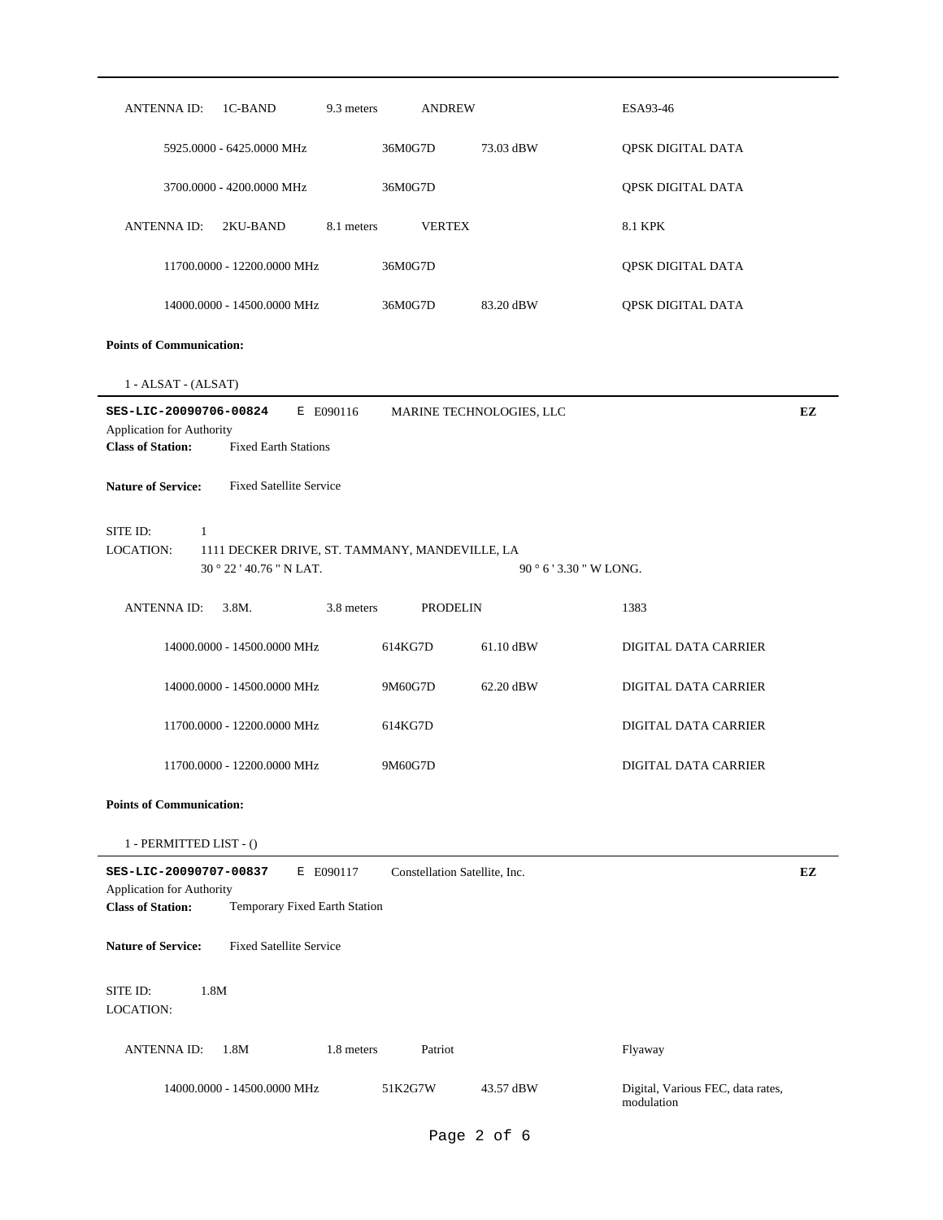| ANTENNA ID: | 1C-BAND | 9.3 meters | ANDREW | | ESA93-46 |
|---|---|---|---|---|---|
| | 5925.0000 - 6425.0000 MHz | | 36M0G7D | 73.03 dBW | QPSK DIGITAL DATA |
| | 3700.0000 - 4200.0000 MHz | | 36M0G7D | | QPSK DIGITAL DATA |
| ANTENNA ID: | 2KU-BAND | 8.1 meters | VERTEX | | 8.1 KPK |
| | 11700.0000 - 12200.0000 MHz | | 36M0G7D | | QPSK DIGITAL DATA |
| | 14000.0000 - 14500.0000 MHz | | 36M0G7D | 83.20 dBW | QPSK DIGITAL DATA |

**Points of Communication:**

1 - ALSAT - (ALSAT)

---

**SES-LIC-20090706-00824** E E090116 MARINE TECHNOLOGIES, LLC **EZ**

Application for Authority

**Class of Station:** Fixed Earth Stations

**Nature of Service:** Fixed Satellite Service

SITE ID: 1

LOCATION: 1111 DECKER DRIVE, ST. TAMMANY, MANDEVILLE, LA

30 ° 22 ' 40.76 " N LAT. 90 ° 6 ' 3.30 " W LONG.

| ANTENNA ID: | 3.8M. | 3.8 meters | PRODELIN | | 1383 |
|---|---|---|---|---|---|
| | 14000.0000 - 14500.0000 MHz | | 614KG7D | 61.10 dBW | DIGITAL DATA CARRIER |
| | 14000.0000 - 14500.0000 MHz | | 9M60G7D | 62.20 dBW | DIGITAL DATA CARRIER |
| | 11700.0000 - 12200.0000 MHz | | 614KG7D | | DIGITAL DATA CARRIER |
| | 11700.0000 - 12200.0000 MHz | | 9M60G7D | | DIGITAL DATA CARRIER |

**Points of Communication:**

1 - PERMITTED LIST - ()

---

**SES-LIC-20090707-00837** E E090117 Constellation Satellite, Inc. **EZ**

Application for Authority

**Class of Station:** Temporary Fixed Earth Station

**Nature of Service:** Fixed Satellite Service

SITE ID: 1.8M

LOCATION:

| ANTENNA ID: | 1.8M | 1.8 meters | Patriot | | Flyaway |
|---|---|---|---|---|---|
| | 14000.0000 - 14500.0000 MHz | | 51K2G7W | 43.57 dBW | Digital, Various FEC, data rates, modulation |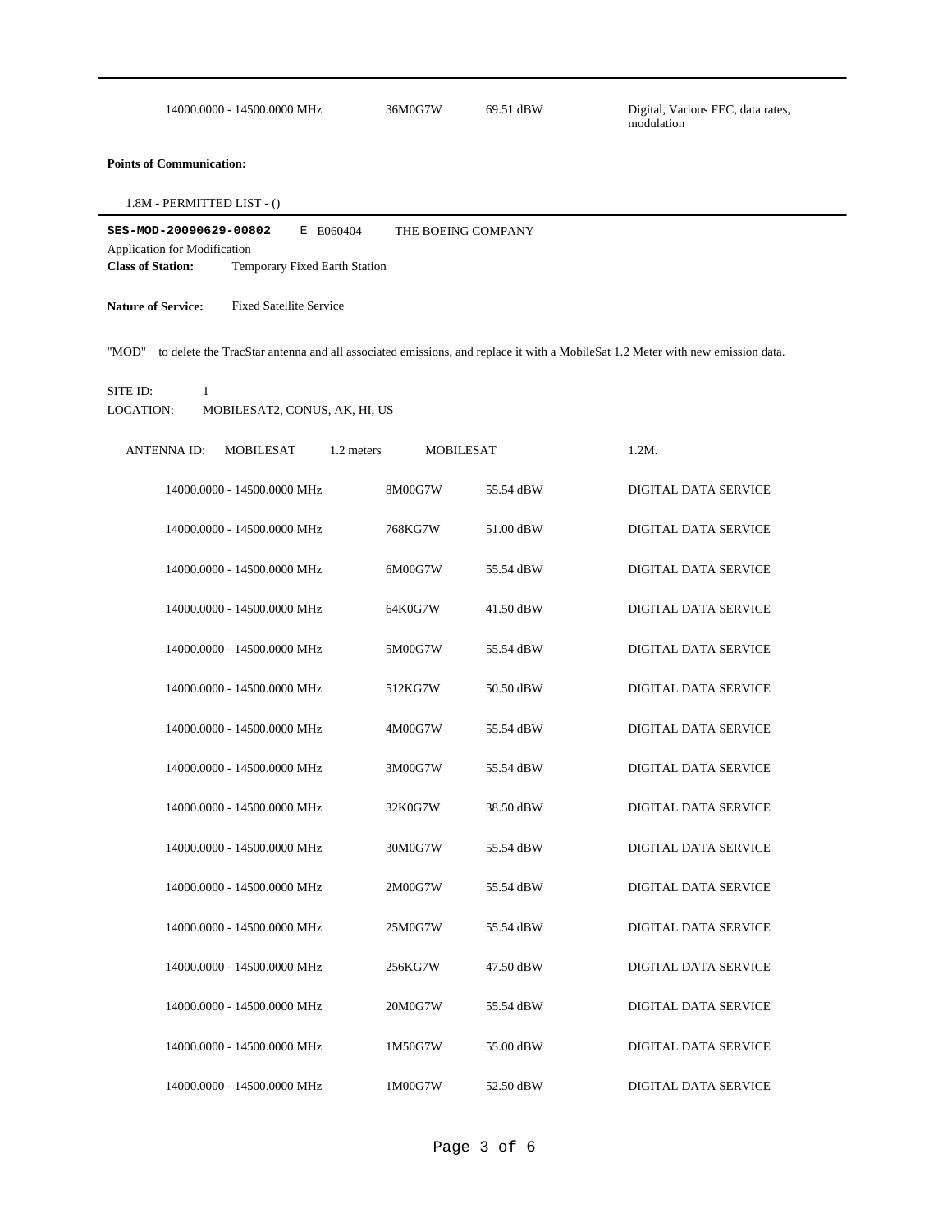| | | | |
|---|---|---|---|
| 14000.0000 - 14500.0000 MHz | 36M0G7W | 69.51 dBW | Digital, Various FEC, data rates, modulation |

**Points of Communication:**

1.8M - PERMITTED LIST - ()

---

**SES-MOD-20090629-00802** E E060404 THE BOEING COMPANY

Application for Modification

**Class of Station:** Temporary Fixed Earth Station

**Nature of Service:** Fixed Satellite Service

"MOD" to delete the TracStar antenna and all associated emissions, and replace it with a MobileSat 1.2 Meter with new emission data.

SITE ID: 1

LOCATION: MOBILESAT2, CONUS, AK, HI, US

ANTENNA ID: MOBILESAT 1.2 meters MOBILESAT 1.2M.

| | | | |
|---|---|---|---|
| 14000.0000 - 14500.0000 MHz | 8M00G7W | 55.54 dBW | DIGITAL DATA SERVICE |
| 14000.0000 - 14500.0000 MHz | 768KG7W | 51.00 dBW | DIGITAL DATA SERVICE |
| 14000.0000 - 14500.0000 MHz | 6M00G7W | 55.54 dBW | DIGITAL DATA SERVICE |
| 14000.0000 - 14500.0000 MHz | 64K0G7W | 41.50 dBW | DIGITAL DATA SERVICE |
| 14000.0000 - 14500.0000 MHz | 5M00G7W | 55.54 dBW | DIGITAL DATA SERVICE |
| 14000.0000 - 14500.0000 MHz | 512KG7W | 50.50 dBW | DIGITAL DATA SERVICE |
| 14000.0000 - 14500.0000 MHz | 4M00G7W | 55.54 dBW | DIGITAL DATA SERVICE |
| 14000.0000 - 14500.0000 MHz | 3M00G7W | 55.54 dBW | DIGITAL DATA SERVICE |
| 14000.0000 - 14500.0000 MHz | 32K0G7W | 38.50 dBW | DIGITAL DATA SERVICE |
| 14000.0000 - 14500.0000 MHz | 30M0G7W | 55.54 dBW | DIGITAL DATA SERVICE |
| 14000.0000 - 14500.0000 MHz | 2M00G7W | 55.54 dBW | DIGITAL DATA SERVICE |
| 14000.0000 - 14500.0000 MHz | 25M0G7W | 55.54 dBW | DIGITAL DATA SERVICE |
| 14000.0000 - 14500.0000 MHz | 256KG7W | 47.50 dBW | DIGITAL DATA SERVICE |
| 14000.0000 - 14500.0000 MHz | 20M0G7W | 55.54 dBW | DIGITAL DATA SERVICE |
| 14000.0000 - 14500.0000 MHz | 1M50G7W | 55.00 dBW | DIGITAL DATA SERVICE |
| 14000.0000 - 14500.0000 MHz | 1M00G7W | 52.50 dBW | DIGITAL DATA SERVICE |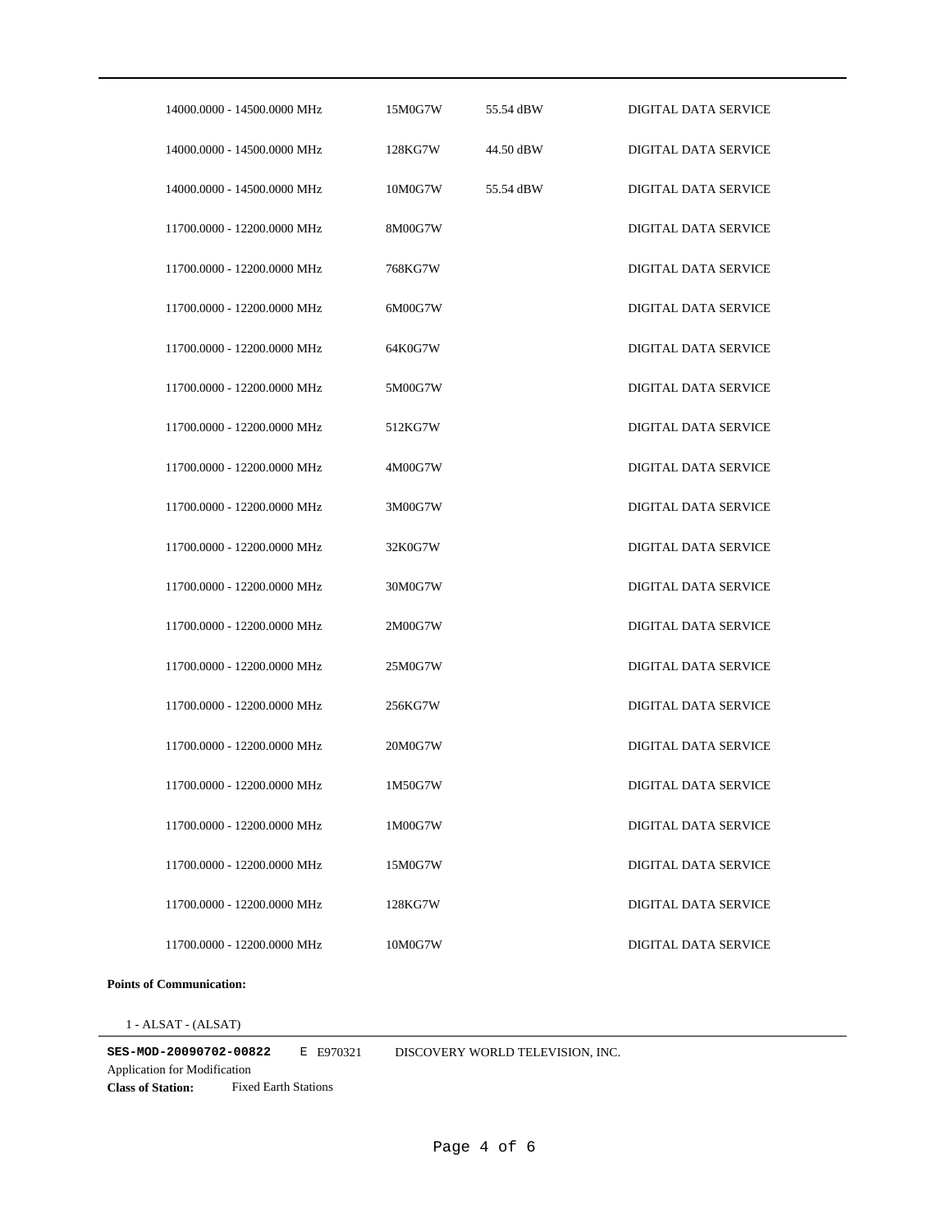| | | | |
|---|---|---|---|
| 14000.0000 - 14500.0000 MHz | 15M0G7W | 55.54 dBW | DIGITAL DATA SERVICE |
| 14000.0000 - 14500.0000 MHz | 128KG7W | 44.50 dBW | DIGITAL DATA SERVICE |
| 14000.0000 - 14500.0000 MHz | 10M0G7W | 55.54 dBW | DIGITAL DATA SERVICE |
| 11700.0000 - 12200.0000 MHz | 8M00G7W | | DIGITAL DATA SERVICE |
| 11700.0000 - 12200.0000 MHz | 768KG7W | | DIGITAL DATA SERVICE |
| 11700.0000 - 12200.0000 MHz | 6M00G7W | | DIGITAL DATA SERVICE |
| 11700.0000 - 12200.0000 MHz | 64K0G7W | | DIGITAL DATA SERVICE |
| 11700.0000 - 12200.0000 MHz | 5M00G7W | | DIGITAL DATA SERVICE |
| 11700.0000 - 12200.0000 MHz | 512KG7W | | DIGITAL DATA SERVICE |
| 11700.0000 - 12200.0000 MHz | 4M00G7W | | DIGITAL DATA SERVICE |
| 11700.0000 - 12200.0000 MHz | 3M00G7W | | DIGITAL DATA SERVICE |
| 11700.0000 - 12200.0000 MHz | 32K0G7W | | DIGITAL DATA SERVICE |
| 11700.0000 - 12200.0000 MHz | 30M0G7W | | DIGITAL DATA SERVICE |
| 11700.0000 - 12200.0000 MHz | 2M00G7W | | DIGITAL DATA SERVICE |
| 11700.0000 - 12200.0000 MHz | 25M0G7W | | DIGITAL DATA SERVICE |
| 11700.0000 - 12200.0000 MHz | 256KG7W | | DIGITAL DATA SERVICE |
| 11700.0000 - 12200.0000 MHz | 20M0G7W | | DIGITAL DATA SERVICE |
| 11700.0000 - 12200.0000 MHz | 1M50G7W | | DIGITAL DATA SERVICE |
| 11700.0000 - 12200.0000 MHz | 1M00G7W | | DIGITAL DATA SERVICE |
| 11700.0000 - 12200.0000 MHz | 15M0G7W | | DIGITAL DATA SERVICE |
| 11700.0000 - 12200.0000 MHz | 128KG7W | | DIGITAL DATA SERVICE |
| 11700.0000 - 12200.0000 MHz | 10M0G7W | | DIGITAL DATA SERVICE |

**Points of Communication:**

1 - ALSAT - (ALSAT)

**SES-MOD-20090702-00822** E E970321 DISCOVERY WORLD TELEVISION, INC.
Application for Modification
**Class of Station:** Fixed Earth Stations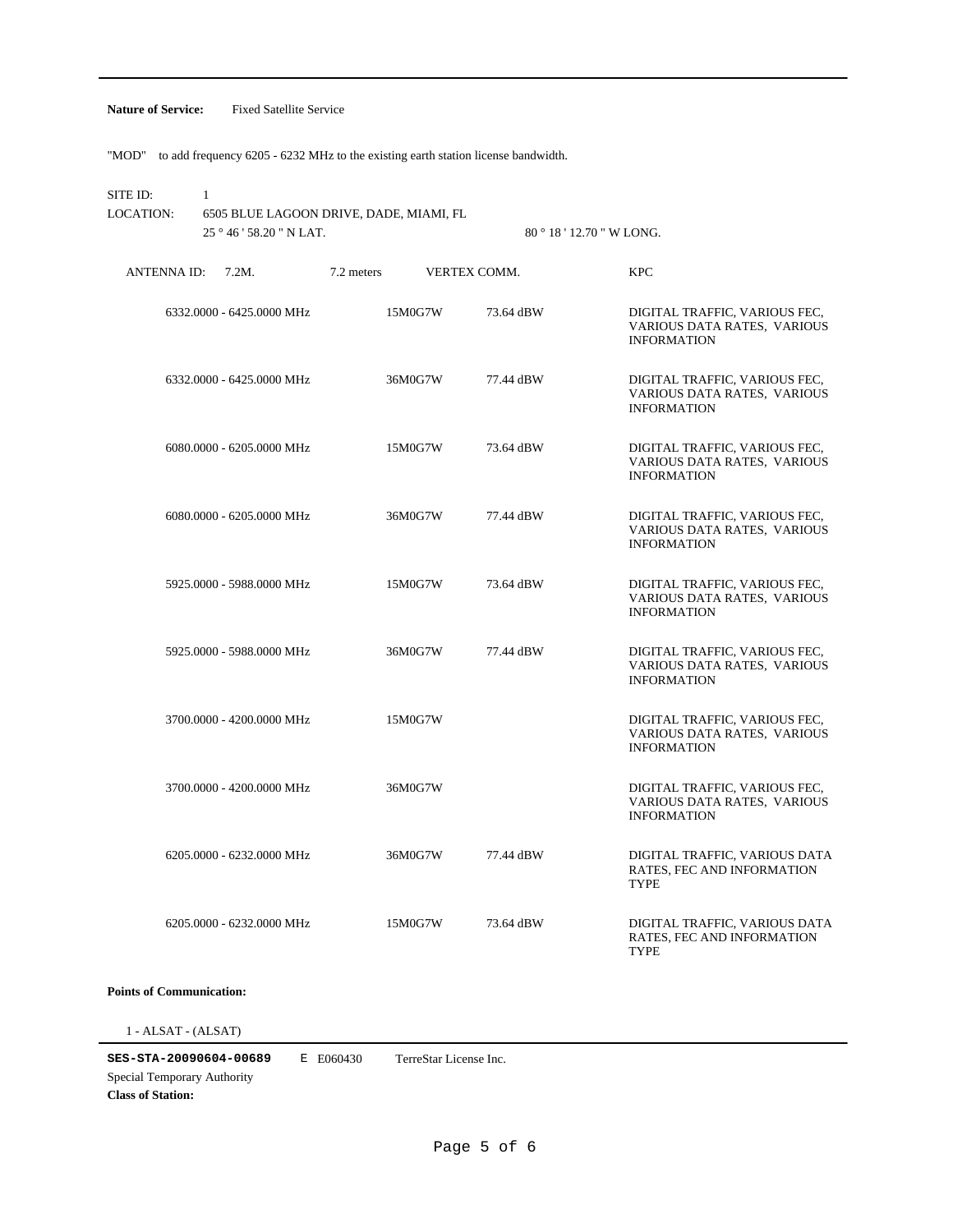**Nature of Service:** Fixed Satellite Service

"MOD" to add frequency 6205 - 6232 MHz to the existing earth station license bandwidth.

SITE ID: 1

LOCATION: 6505 BLUE LAGOON DRIVE, DADE, MIAMI, FL

25 ° 46 ' 58.20 " N LAT. 80 ° 18 ' 12.70 " W LONG.

ANTENNA ID: 7.2M. 7.2 meters VERTEX COMM. KPC

| Frequency | Emission | Power | Description |
|---|---|---|---|
| 6332.0000 - 6425.0000 MHz | 15M0G7W | 73.64 dBW | DIGITAL TRAFFIC, VARIOUS FEC, VARIOUS DATA RATES, VARIOUS INFORMATION |
| 6332.0000 - 6425.0000 MHz | 36M0G7W | 77.44 dBW | DIGITAL TRAFFIC, VARIOUS FEC, VARIOUS DATA RATES, VARIOUS INFORMATION |
| 6080.0000 - 6205.0000 MHz | 15M0G7W | 73.64 dBW | DIGITAL TRAFFIC, VARIOUS FEC, VARIOUS DATA RATES, VARIOUS INFORMATION |
| 6080.0000 - 6205.0000 MHz | 36M0G7W | 77.44 dBW | DIGITAL TRAFFIC, VARIOUS FEC, VARIOUS DATA RATES, VARIOUS INFORMATION |
| 5925.0000 - 5988.0000 MHz | 15M0G7W | 73.64 dBW | DIGITAL TRAFFIC, VARIOUS FEC, VARIOUS DATA RATES, VARIOUS INFORMATION |
| 5925.0000 - 5988.0000 MHz | 36M0G7W | 77.44 dBW | DIGITAL TRAFFIC, VARIOUS FEC, VARIOUS DATA RATES, VARIOUS INFORMATION |
| 3700.0000 - 4200.0000 MHz | 15M0G7W | | DIGITAL TRAFFIC, VARIOUS FEC, VARIOUS DATA RATES, VARIOUS INFORMATION |
| 3700.0000 - 4200.0000 MHz | 36M0G7W | | DIGITAL TRAFFIC, VARIOUS FEC, VARIOUS DATA RATES, VARIOUS INFORMATION |
| 6205.0000 - 6232.0000 MHz | 36M0G7W | 77.44 dBW | DIGITAL TRAFFIC, VARIOUS DATA RATES, FEC AND INFORMATION TYPE |
| 6205.0000 - 6232.0000 MHz | 15M0G7W | 73.64 dBW | DIGITAL TRAFFIC, VARIOUS DATA RATES, FEC AND INFORMATION TYPE |

**Points of Communication:**

1 - ALSAT - (ALSAT)

---

**SES-STA-20090604-00689** E E060430 TerreStar License Inc.

Special Temporary Authority

**Class of Station:**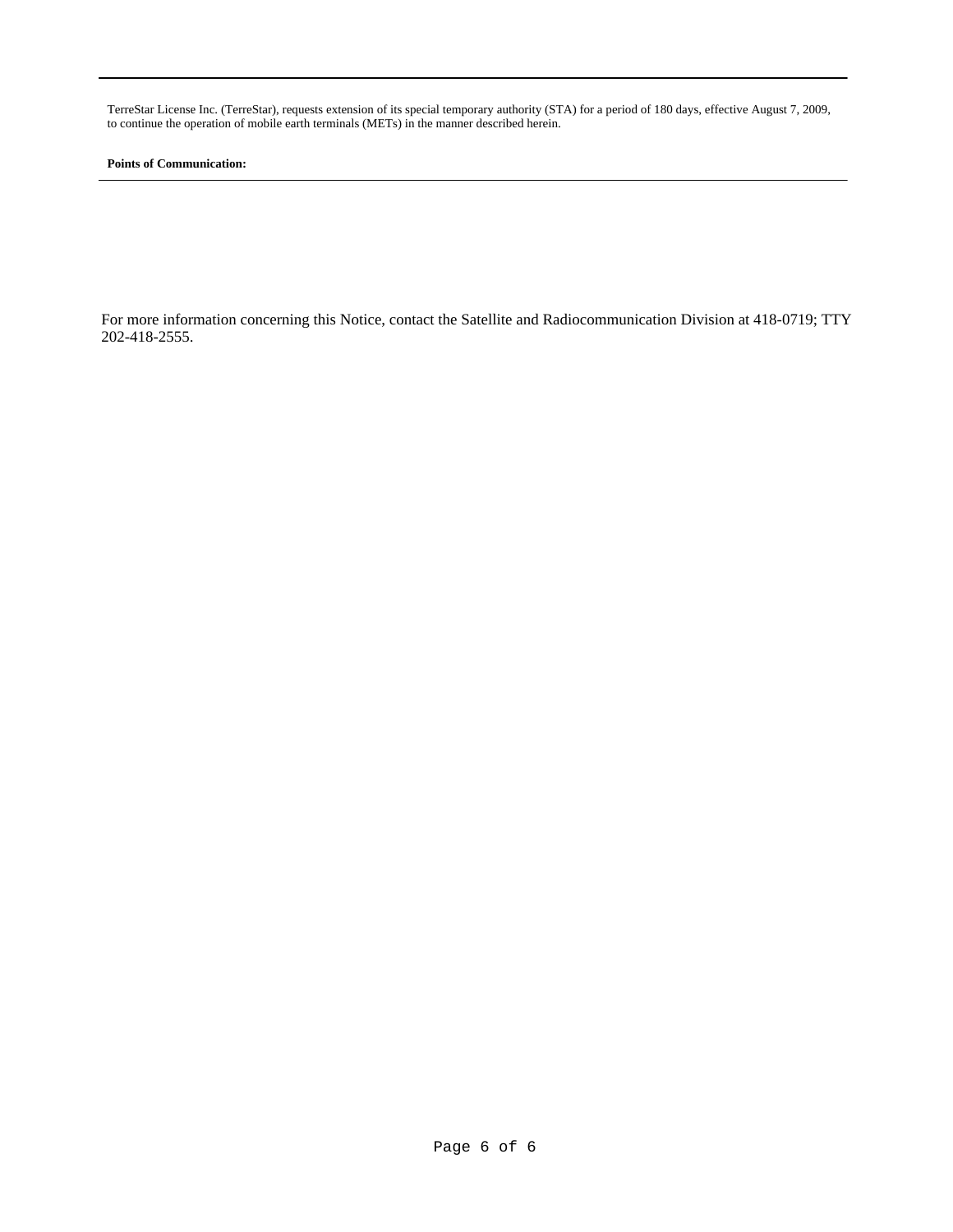---

TerreStar License Inc. (TerreStar), requests extension of its special temporary authority (STA) for a period of 180 days, effective August 7, 2009, to continue the operation of mobile earth terminals (METs) in the manner described herein.

**Points of Communication:**

---

For more information concerning this Notice, contact the Satellite and Radiocommunication Division at 418-0719; TTY 202-418-2555.